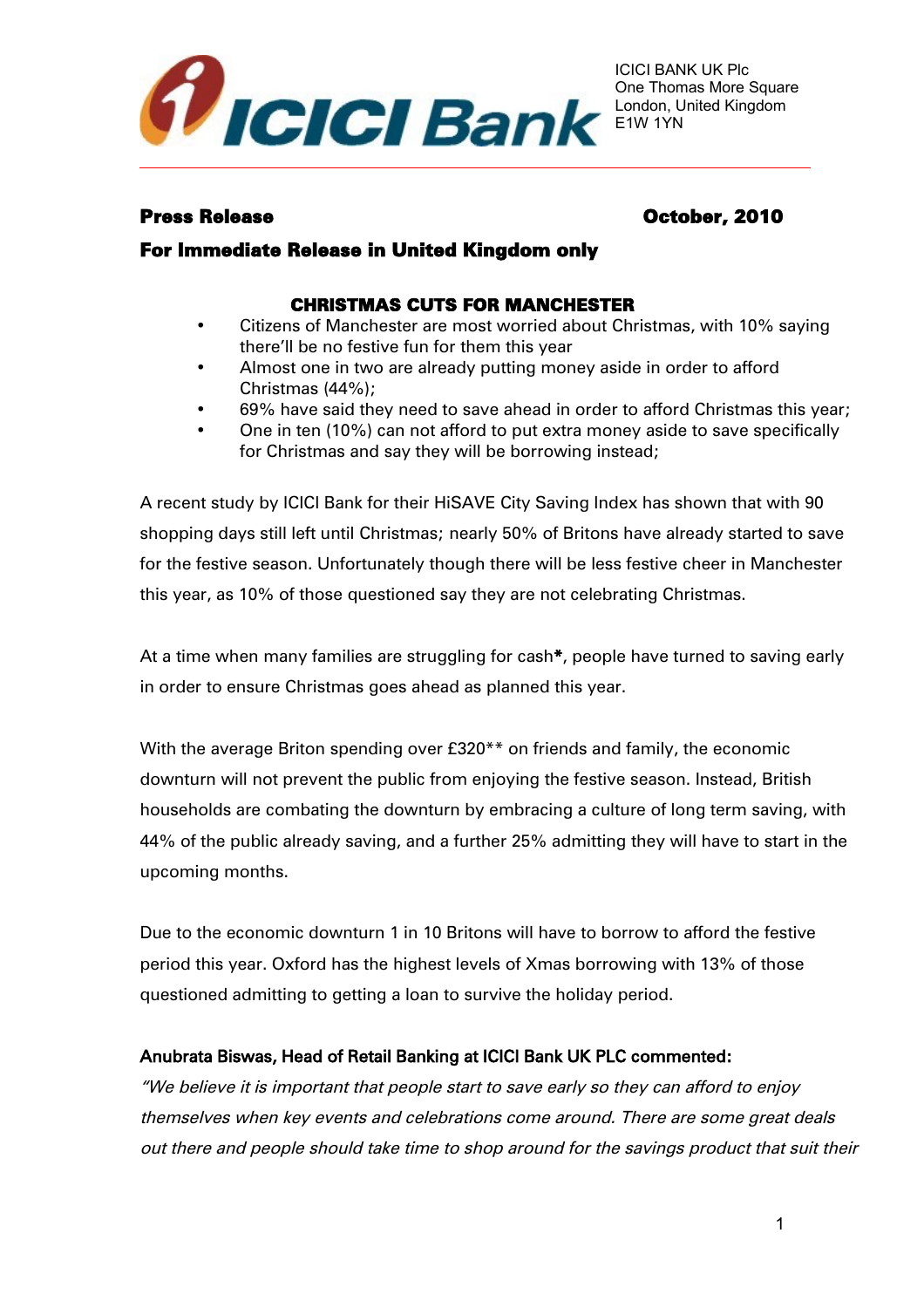ICICI BANK UK Plc
One Thomas More Square
London, United Kingdom
E1W 1YN

**Press Release** **October, 2010**

**For Immediate Release in United Kingdom only**

## CHRISTMAS CUTS FOR MANCHESTER

- Citizens of Manchester are most worried about Christmas, with 10% saying there'll be no festive fun for them this year
- Almost one in two are already putting money aside in order to afford Christmas (44%);
- 69% have said they need to save ahead in order to afford Christmas this year;
- One in ten (10%) can not afford to put extra money aside to save specifically for Christmas and say they will be borrowing instead;

A recent study by ICICI Bank for their HiSAVE City Saving Index has shown that with 90 shopping days still left until Christmas; nearly 50% of Britons have already started to save for the festive season. Unfortunately though there will be less festive cheer in Manchester this year, as 10% of those questioned say they are not celebrating Christmas.

At a time when many families are struggling for cash*, people have turned to saving early in order to ensure Christmas goes ahead as planned this year.

With the average Briton spending over £320** on friends and family, the economic downturn will not prevent the public from enjoying the festive season. Instead, British households are combating the downturn by embracing a culture of long term saving, with 44% of the public already saving, and a further 25% admitting they will have to start in the upcoming months.

Due to the economic downturn 1 in 10 Britons will have to borrow to afford the festive period this year. Oxford has the highest levels of Xmas borrowing with 13% of those questioned admitting to getting a loan to survive the holiday period.

**Anubrata Biswas, Head of Retail Banking at ICICI Bank UK PLC commented:**

*"We believe it is important that people start to save early so they can afford to enjoy themselves when key events and celebrations come around. There are some great deals out there and people should take time to shop around for the savings product that suit their*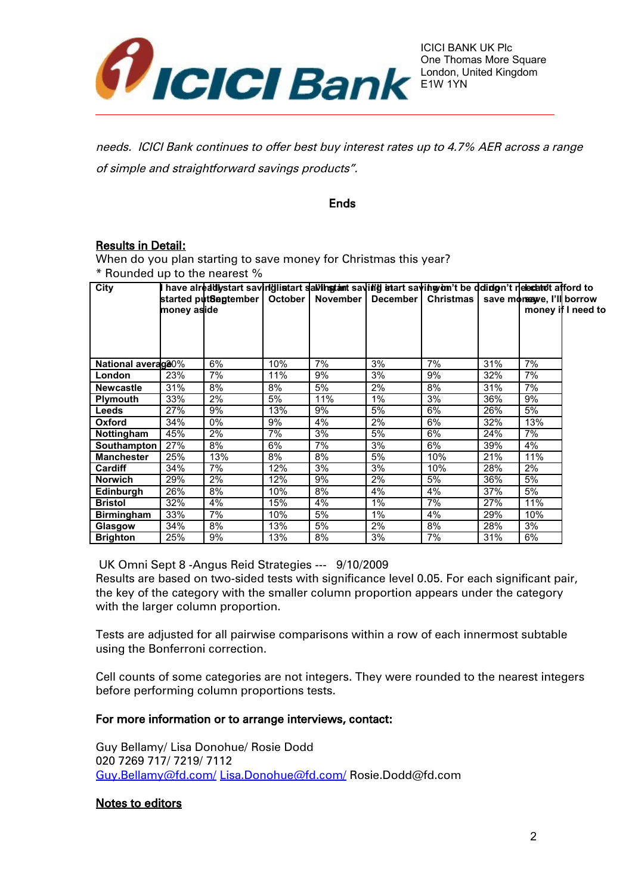*needs. ICICI Bank continues to offer best buy interest rates up to 4.7% AER across a range of simple and straightforward savings products".*

**Ends**

**Results in Detail:**

When do you plan starting to save money for Christmas this year?

* Rounded up to the nearest %

| City | I have already started putting money aside | I'll start saving in September | I'll start saving in October | I'll start saving in November | I'll start saving in December | I won't be doing any saving for Christmas | I don't need to save money | I can't afford to save, I'll borrow money if I need to |
|---|---|---|---|---|---|---|---|---|
| **National average** | 30% | 6% | 10% | 7% | 3% | 7% | 31% | 7% |
| **London** | 23% | 7% | 11% | 9% | 3% | 9% | 32% | 7% |
| **Newcastle** | 31% | 8% | 8% | 5% | 2% | 8% | 31% | 7% |
| **Plymouth** | 33% | 2% | 5% | 11% | 1% | 3% | 36% | 9% |
| **Leeds** | 27% | 9% | 13% | 9% | 5% | 6% | 26% | 5% |
| **Oxford** | 34% | 0% | 9% | 4% | 2% | 6% | 32% | 13% |
| **Nottingham** | 45% | 2% | 7% | 3% | 5% | 6% | 24% | 7% |
| **Southampton** | 27% | 8% | 6% | 7% | 3% | 6% | 39% | 4% |
| **Manchester** | 25% | 13% | 8% | 8% | 5% | 10% | 21% | 11% |
| **Cardiff** | 34% | 7% | 12% | 3% | 3% | 10% | 28% | 2% |
| **Norwich** | 29% | 2% | 12% | 9% | 2% | 5% | 36% | 5% |
| **Edinburgh** | 26% | 8% | 10% | 8% | 4% | 4% | 37% | 5% |
| **Bristol** | 32% | 4% | 15% | 4% | 1% | 7% | 27% | 11% |
| **Birmingham** | 33% | 7% | 10% | 5% | 1% | 4% | 29% | 10% |
| **Glasgow** | 34% | 8% | 13% | 5% | 2% | 8% | 28% | 3% |
| **Brighton** | 25% | 9% | 13% | 8% | 3% | 7% | 31% | 6% |

UK Omni Sept 8 -Angus Reid Strategies --- 9/10/2009

Results are based on two-sided tests with significance level 0.05. For each significant pair, the key of the category with the smaller column proportion appears under the category with the larger column proportion.

Tests are adjusted for all pairwise comparisons within a row of each innermost subtable using the Bonferroni correction.

Cell counts of some categories are not integers. They were rounded to the nearest integers before performing column proportions tests.

**For more information or to arrange interviews, contact:**

Guy Bellamy/ Lisa Donohue/ Rosie Dodd
020 7269 717/ 7219/ 7112
Guy.Bellamy@fd.com/ Lisa.Donohue@fd.com/ Rosie.Dodd@fd.com

**Notes to editors**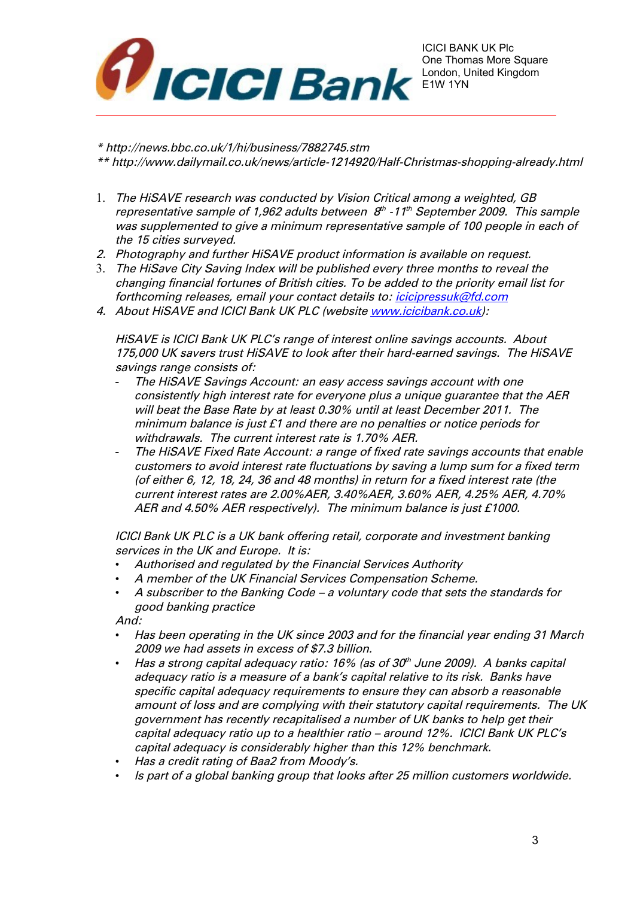* http://news.bbc.co.uk/1/hi/business/7882745.stm

** http://www.dailymail.co.uk/news/article-1214920/Half-Christmas-shopping-already.html

1. *The HiSAVE research was conducted by Vision Critical among a weighted, GB representative sample of 1,962 adults between 8th -11th September 2009. This sample was supplemented to give a minimum representative sample of 100 people in each of the 15 cities surveyed.*
2. *Photography and further HiSAVE product information is available on request.*
3. *The HiSave City Saving Index will be published every three months to reveal the changing financial fortunes of British cities. To be added to the priority email list for forthcoming releases, email your contact details to: icicipressuk@fd.com*
4. *About HiSAVE and ICICI Bank UK PLC (website www.icicibank.co.uk):*

   *HiSAVE is ICICI Bank UK PLC's range of interest online savings accounts. About 175,000 UK savers trust HiSAVE to look after their hard-earned savings. The HiSAVE savings range consists of:*

   - *The HiSAVE Savings Account: an easy access savings account with one consistently high interest rate for everyone plus a unique guarantee that the AER will beat the Base Rate by at least 0.30% until at least December 2011. The minimum balance is just £1 and there are no penalties or notice periods for withdrawals. The current interest rate is 1.70% AER.*
   - *The HiSAVE Fixed Rate Account: a range of fixed rate savings accounts that enable customers to avoid interest rate fluctuations by saving a lump sum for a fixed term (of either 6, 12, 18, 24, 36 and 48 months) in return for a fixed interest rate (the current interest rates are 2.00%AER, 3.40%AER, 3.60% AER, 4.25% AER, 4.70% AER and 4.50% AER respectively). The minimum balance is just £1000.*

   *ICICI Bank UK PLC is a UK bank offering retail, corporate and investment banking services in the UK and Europe. It is:*

   - *Authorised and regulated by the Financial Services Authority*
   - *A member of the UK Financial Services Compensation Scheme.*
   - *A subscriber to the Banking Code – a voluntary code that sets the standards for good banking practice*

   *And:*

   - *Has been operating in the UK since 2003 and for the financial year ending 31 March 2009 we had assets in excess of $7.3 billion.*
   - *Has a strong capital adequacy ratio: 16% (as of 30th June 2009). A banks capital adequacy ratio is a measure of a bank's capital relative to its risk. Banks have specific capital adequacy requirements to ensure they can absorb a reasonable amount of loss and are complying with their statutory capital requirements. The UK government has recently recapitalised a number of UK banks to help get their capital adequacy ratio up to a healthier ratio – around 12%. ICICI Bank UK PLC's capital adequacy is considerably higher than this 12% benchmark.*
   - *Has a credit rating of Baa2 from Moody's.*
   - *Is part of a global banking group that looks after 25 million customers worldwide.*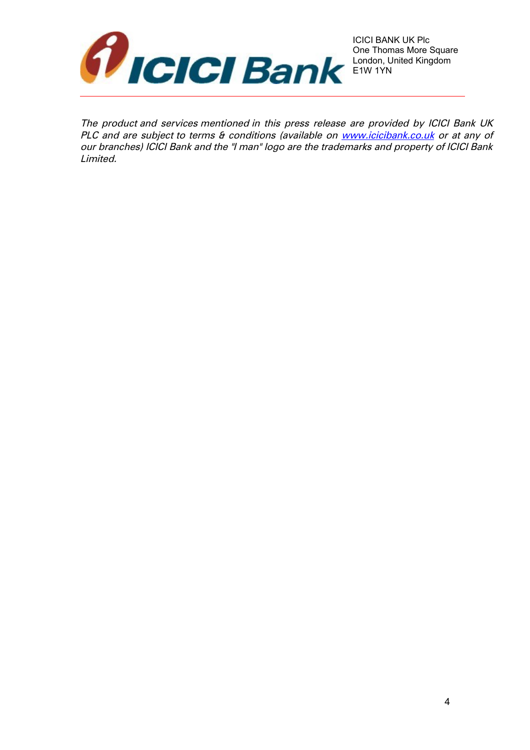ICICI BANK UK Plc
One Thomas More Square
London, United Kingdom
E1W 1YN

*The product and services mentioned in this press release are provided by ICICI Bank UK PLC and are subject to terms & conditions (available on [www.icicibank.co.uk](http://www.icicibank.co.uk) or at any of our branches) ICICI Bank and the "I man" logo are the trademarks and property of ICICI Bank Limited.*